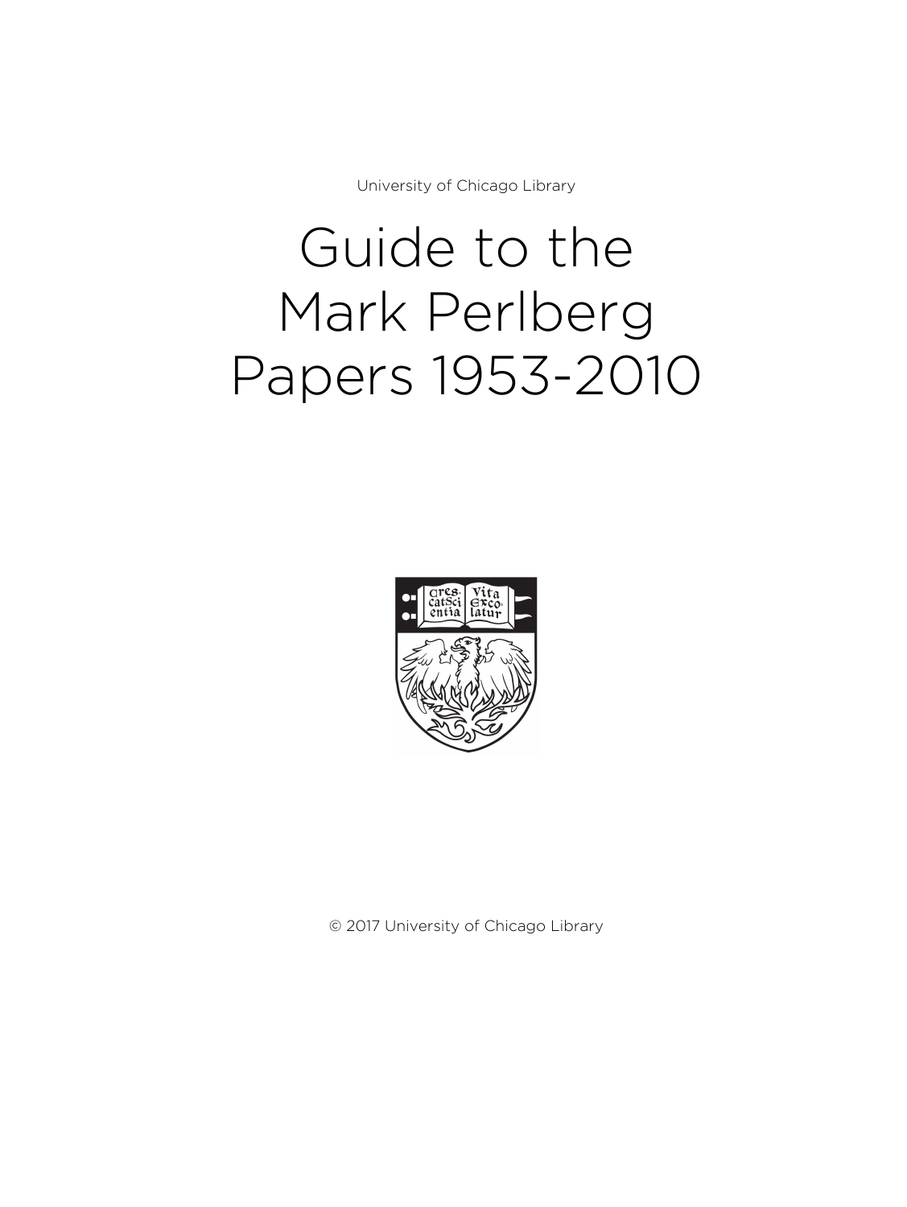University of Chicago Library

# Guide to the Mark Perlberg Papers 1953-2010

© 2017 University of Chicago Library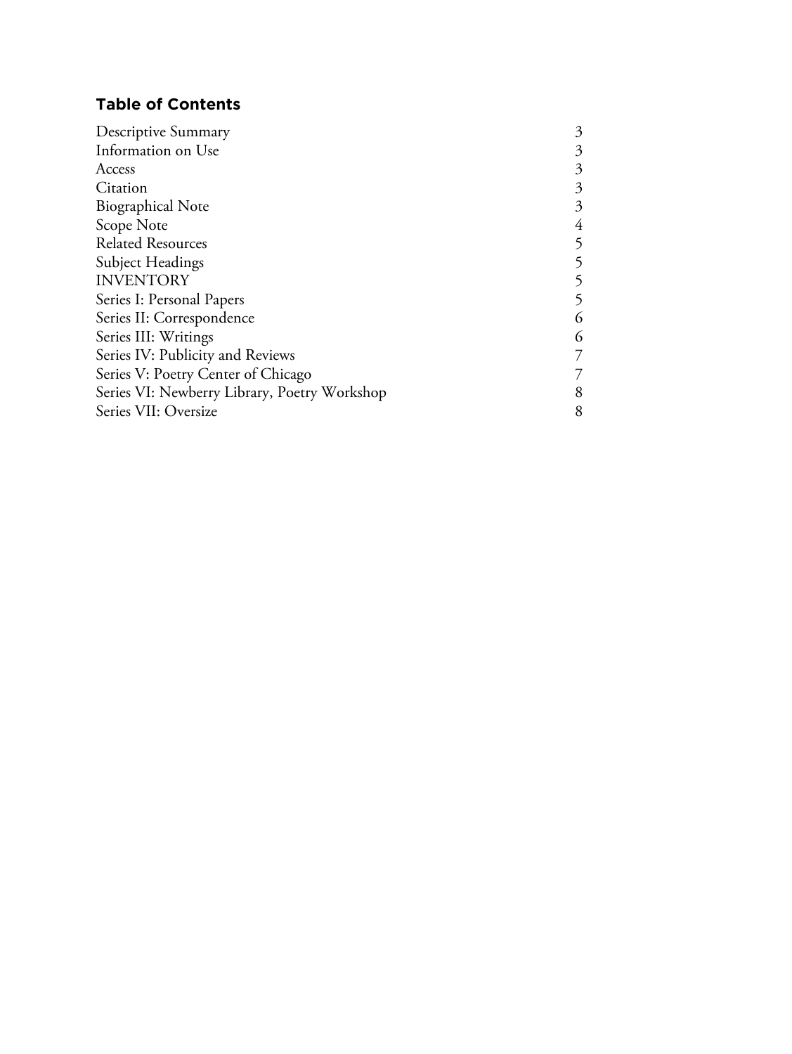## Table of Contents

| | |
|---|---|
| Descriptive Summary | 3 |
| Information on Use | 3 |
| Access | 3 |
| Citation | 3 |
| Biographical Note | 3 |
| Scope Note | 4 |
| Related Resources | 5 |
| Subject Headings | 5 |
| INVENTORY | 5 |
| Series I: Personal Papers | 5 |
| Series II: Correspondence | 6 |
| Series III: Writings | 6 |
| Series IV: Publicity and Reviews | 7 |
| Series V: Poetry Center of Chicago | 7 |
| Series VI: Newberry Library, Poetry Workshop | 8 |
| Series VII: Oversize | 8 |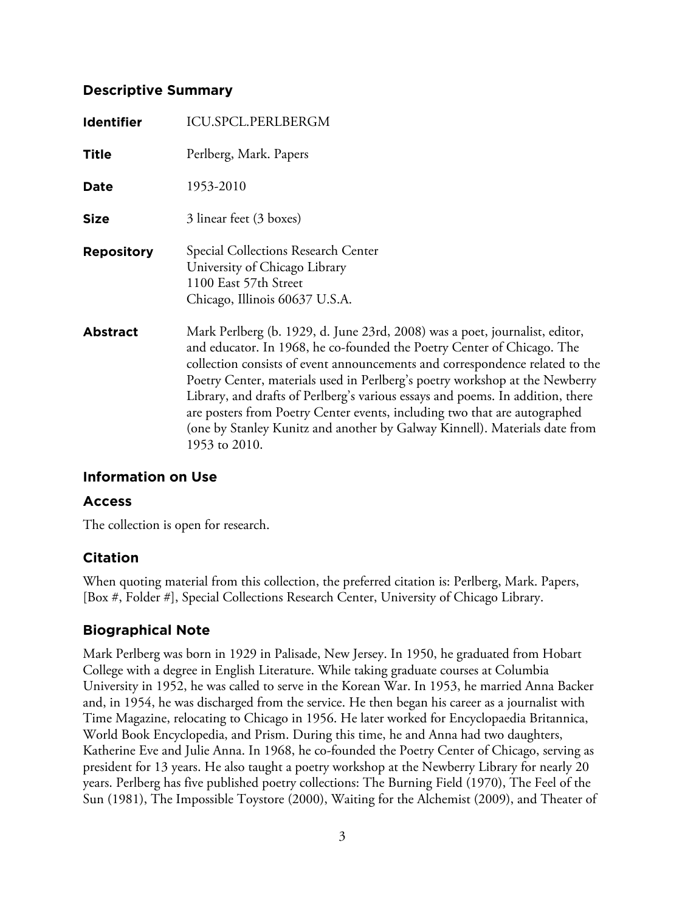## Descriptive Summary

| | |
|---|---|
| **Identifier** | ICU.SPCL.PERLBERGM |
| **Title** | Perlberg, Mark. Papers |
| **Date** | 1953-2010 |
| **Size** | 3 linear feet (3 boxes) |
| **Repository** | Special Collections Research Center<br>University of Chicago Library<br>1100 East 57th Street<br>Chicago, Illinois 60637 U.S.A. |
| **Abstract** | Mark Perlberg (b. 1929, d. June 23rd, 2008) was a poet, journalist, editor, and educator. In 1968, he co-founded the Poetry Center of Chicago. The collection consists of event announcements and correspondence related to the Poetry Center, materials used in Perlberg's poetry workshop at the Newberry Library, and drafts of Perlberg's various essays and poems. In addition, there are posters from Poetry Center events, including two that are autographed (one by Stanley Kunitz and another by Galway Kinnell). Materials date from 1953 to 2010. |

## Information on Use

### Access

The collection is open for research.

### Citation

When quoting material from this collection, the preferred citation is: Perlberg, Mark. Papers, [Box #, Folder #], Special Collections Research Center, University of Chicago Library.

## Biographical Note

Mark Perlberg was born in 1929 in Palisade, New Jersey. In 1950, he graduated from Hobart College with a degree in English Literature. While taking graduate courses at Columbia University in 1952, he was called to serve in the Korean War. In 1953, he married Anna Backer and, in 1954, he was discharged from the service. He then began his career as a journalist with Time Magazine, relocating to Chicago in 1956. He later worked for Encyclopaedia Britannica, World Book Encyclopedia, and Prism. During this time, he and Anna had two daughters, Katherine Eve and Julie Anna. In 1968, he co-founded the Poetry Center of Chicago, serving as president for 13 years. He also taught a poetry workshop at the Newberry Library for nearly 20 years. Perlberg has five published poetry collections: The Burning Field (1970), The Feel of the Sun (1981), The Impossible Toystore (2000), Waiting for the Alchemist (2009), and Theater of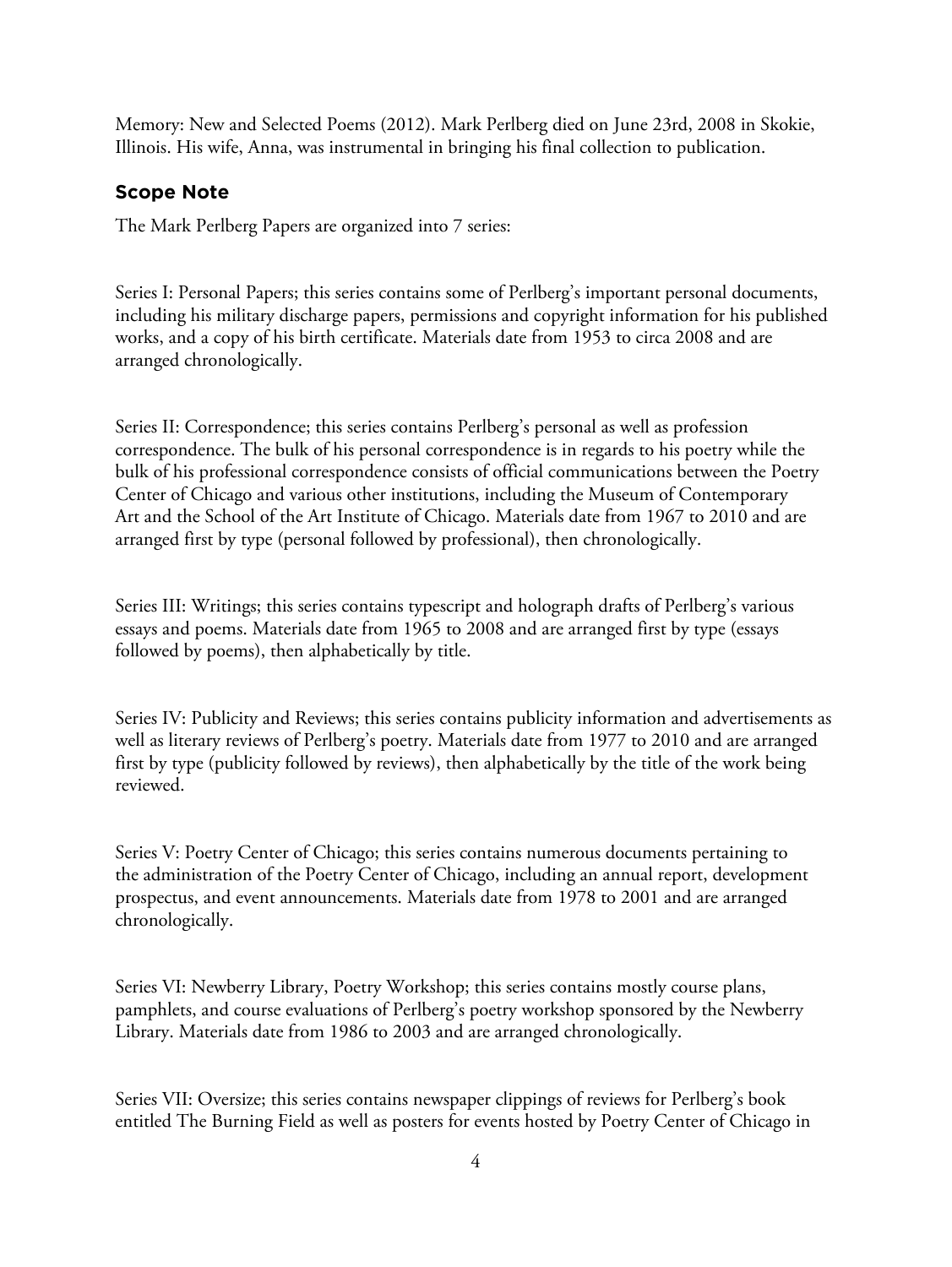Memory: New and Selected Poems (2012). Mark Perlberg died on June 23rd, 2008 in Skokie, Illinois. His wife, Anna, was instrumental in bringing his final collection to publication.

## Scope Note

The Mark Perlberg Papers are organized into 7 series:

Series I: Personal Papers; this series contains some of Perlberg's important personal documents, including his military discharge papers, permissions and copyright information for his published works, and a copy of his birth certificate. Materials date from 1953 to circa 2008 and are arranged chronologically.

Series II: Correspondence; this series contains Perlberg's personal as well as profession correspondence. The bulk of his personal correspondence is in regards to his poetry while the bulk of his professional correspondence consists of official communications between the Poetry Center of Chicago and various other institutions, including the Museum of Contemporary Art and the School of the Art Institute of Chicago. Materials date from 1967 to 2010 and are arranged first by type (personal followed by professional), then chronologically.

Series III: Writings; this series contains typescript and holograph drafts of Perlberg's various essays and poems. Materials date from 1965 to 2008 and are arranged first by type (essays followed by poems), then alphabetically by title.

Series IV: Publicity and Reviews; this series contains publicity information and advertisements as well as literary reviews of Perlberg's poetry. Materials date from 1977 to 2010 and are arranged first by type (publicity followed by reviews), then alphabetically by the title of the work being reviewed.

Series V: Poetry Center of Chicago; this series contains numerous documents pertaining to the administration of the Poetry Center of Chicago, including an annual report, development prospectus, and event announcements. Materials date from 1978 to 2001 and are arranged chronologically.

Series VI: Newberry Library, Poetry Workshop; this series contains mostly course plans, pamphlets, and course evaluations of Perlberg's poetry workshop sponsored by the Newberry Library. Materials date from 1986 to 2003 and are arranged chronologically.

Series VII: Oversize; this series contains newspaper clippings of reviews for Perlberg's book entitled The Burning Field as well as posters for events hosted by Poetry Center of Chicago in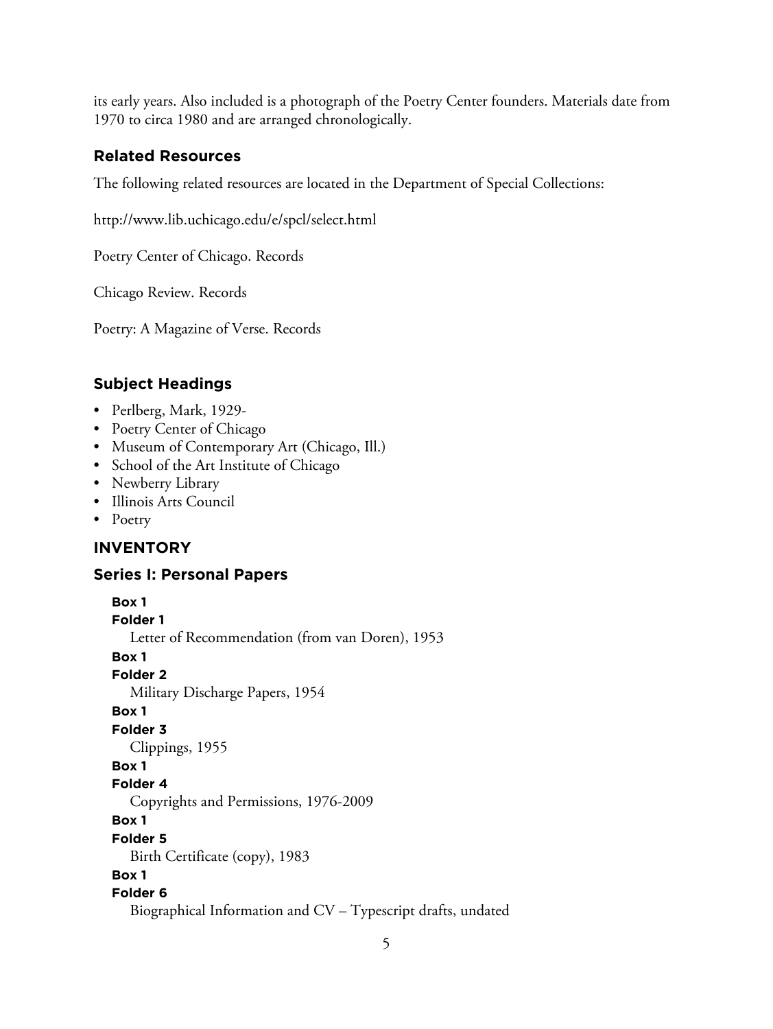its early years. Also included is a photograph of the Poetry Center founders. Materials date from 1970 to circa 1980 and are arranged chronologically.

### Related Resources

The following related resources are located in the Department of Special Collections:

http://www.lib.uchicago.edu/e/spcl/select.html

Poetry Center of Chicago. Records

Chicago Review. Records

Poetry: A Magazine of Verse. Records

### Subject Headings

- Perlberg, Mark, 1929-
- Poetry Center of Chicago
- Museum of Contemporary Art (Chicago, Ill.)
- School of the Art Institute of Chicago
- Newberry Library
- Illinois Arts Council
- Poetry

## INVENTORY

### Series I: Personal Papers

**Box 1**
**Folder 1**
Letter of Recommendation (from van Doren), 1953

**Box 1**
**Folder 2**
Military Discharge Papers, 1954

**Box 1**
**Folder 3**
Clippings, 1955

**Box 1**
**Folder 4**
Copyrights and Permissions, 1976-2009

**Box 1**
**Folder 5**
Birth Certificate (copy), 1983

**Box 1**
**Folder 6**
Biographical Information and CV – Typescript drafts, undated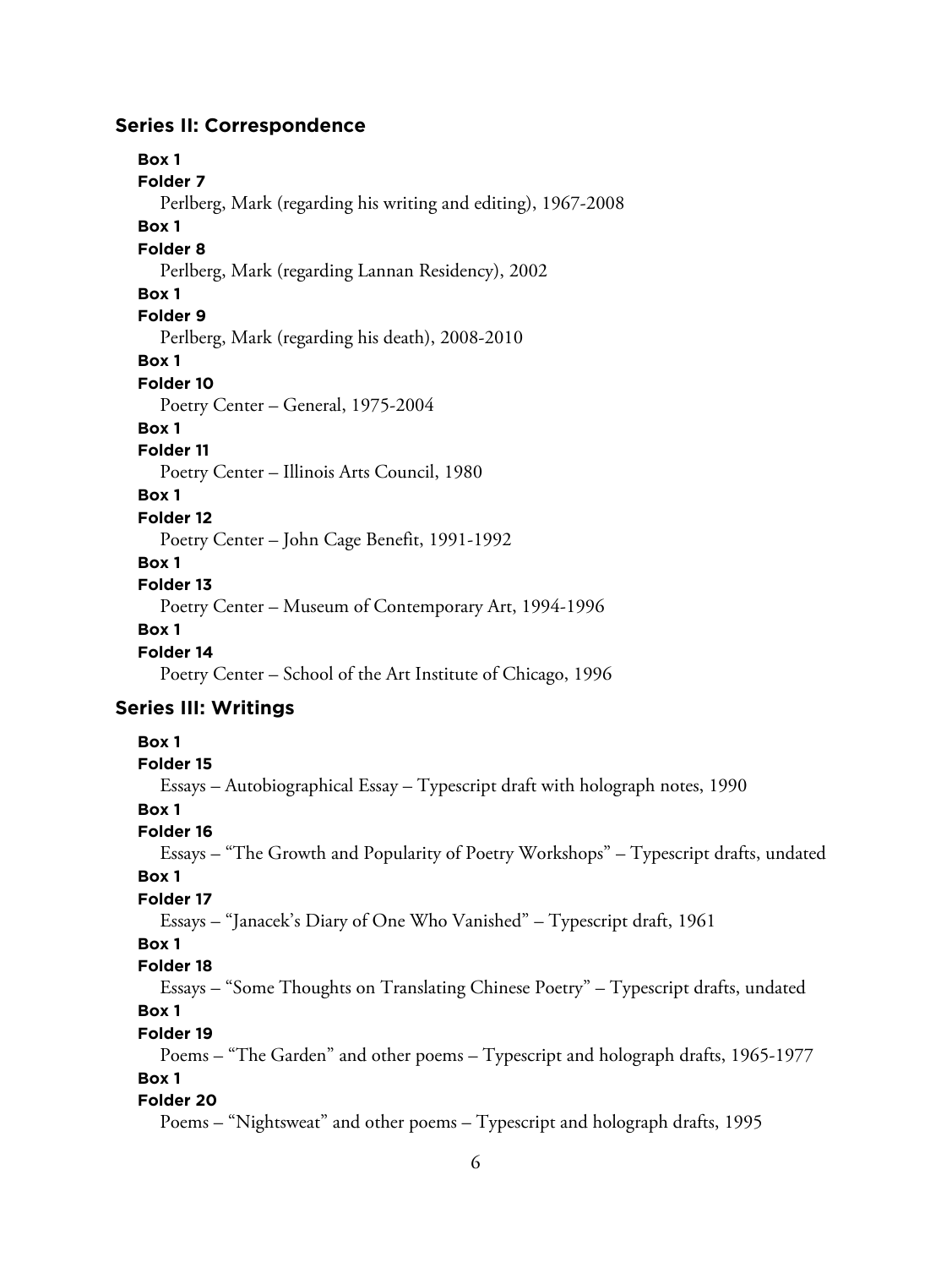## Series II: Correspondence

**Box 1**
**Folder 7**
Perlberg, Mark (regarding his writing and editing), 1967-2008

**Box 1**
**Folder 8**
Perlberg, Mark (regarding Lannan Residency), 2002

**Box 1**
**Folder 9**
Perlberg, Mark (regarding his death), 2008-2010

**Box 1**
**Folder 10**
Poetry Center – General, 1975-2004

**Box 1**
**Folder 11**
Poetry Center – Illinois Arts Council, 1980

**Box 1**
**Folder 12**
Poetry Center – John Cage Benefit, 1991-1992

**Box 1**
**Folder 13**
Poetry Center – Museum of Contemporary Art, 1994-1996

**Box 1**
**Folder 14**
Poetry Center – School of the Art Institute of Chicago, 1996

## Series III: Writings

**Box 1**
**Folder 15**
Essays – Autobiographical Essay – Typescript draft with holograph notes, 1990

**Box 1**
**Folder 16**
Essays – "The Growth and Popularity of Poetry Workshops" – Typescript drafts, undated

**Box 1**
**Folder 17**
Essays – "Janacek's Diary of One Who Vanished" – Typescript draft, 1961

**Box 1**
**Folder 18**
Essays – "Some Thoughts on Translating Chinese Poetry" – Typescript drafts, undated

**Box 1**
**Folder 19**
Poems – "The Garden" and other poems – Typescript and holograph drafts, 1965-1977

**Box 1**
**Folder 20**
Poems – "Nightsweat" and other poems – Typescript and holograph drafts, 1995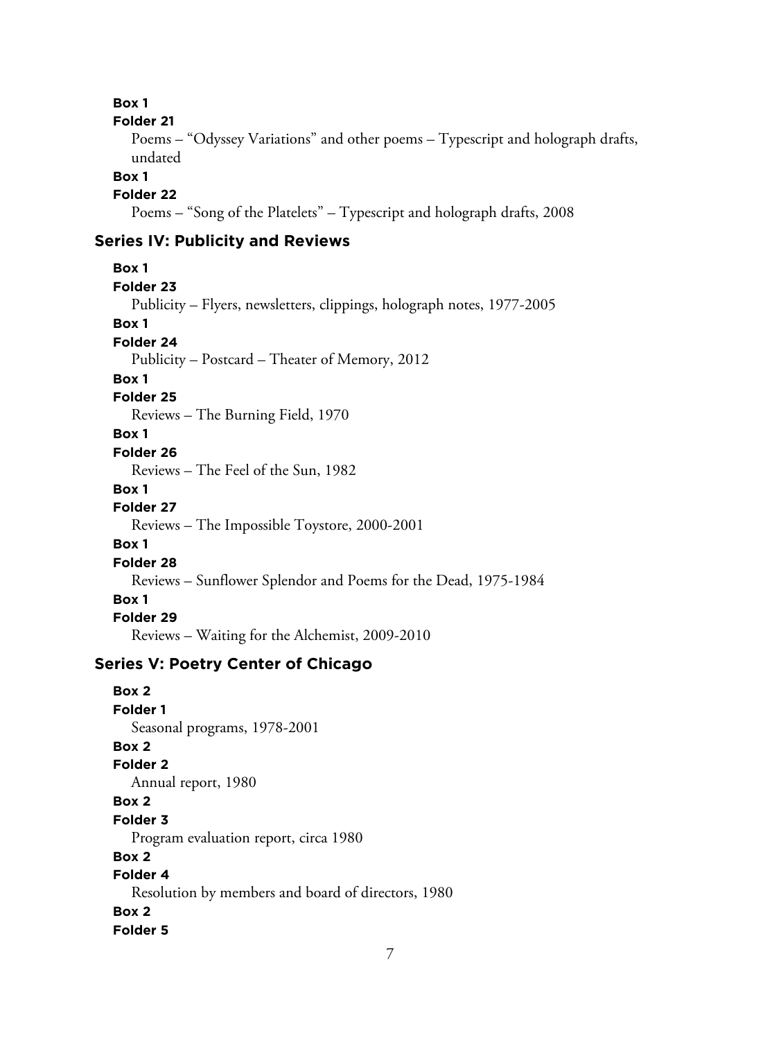**Box 1**
**Folder 21**
Poems – "Odyssey Variations" and other poems – Typescript and holograph drafts, undated

**Box 1**
**Folder 22**
Poems – "Song of the Platelets" – Typescript and holograph drafts, 2008

## Series IV: Publicity and Reviews

**Box 1**
**Folder 23**
Publicity – Flyers, newsletters, clippings, holograph notes, 1977-2005

**Box 1**
**Folder 24**
Publicity – Postcard – Theater of Memory, 2012

**Box 1**
**Folder 25**
Reviews – The Burning Field, 1970

**Box 1**
**Folder 26**
Reviews – The Feel of the Sun, 1982

**Box 1**
**Folder 27**
Reviews – The Impossible Toystore, 2000-2001

**Box 1**
**Folder 28**
Reviews – Sunflower Splendor and Poems for the Dead, 1975-1984

**Box 1**
**Folder 29**
Reviews – Waiting for the Alchemist, 2009-2010

## Series V: Poetry Center of Chicago

**Box 2**
**Folder 1**
Seasonal programs, 1978-2001

**Box 2**
**Folder 2**
Annual report, 1980

**Box 2**
**Folder 3**
Program evaluation report, circa 1980

**Box 2**
**Folder 4**
Resolution by members and board of directors, 1980

**Box 2**
**Folder 5**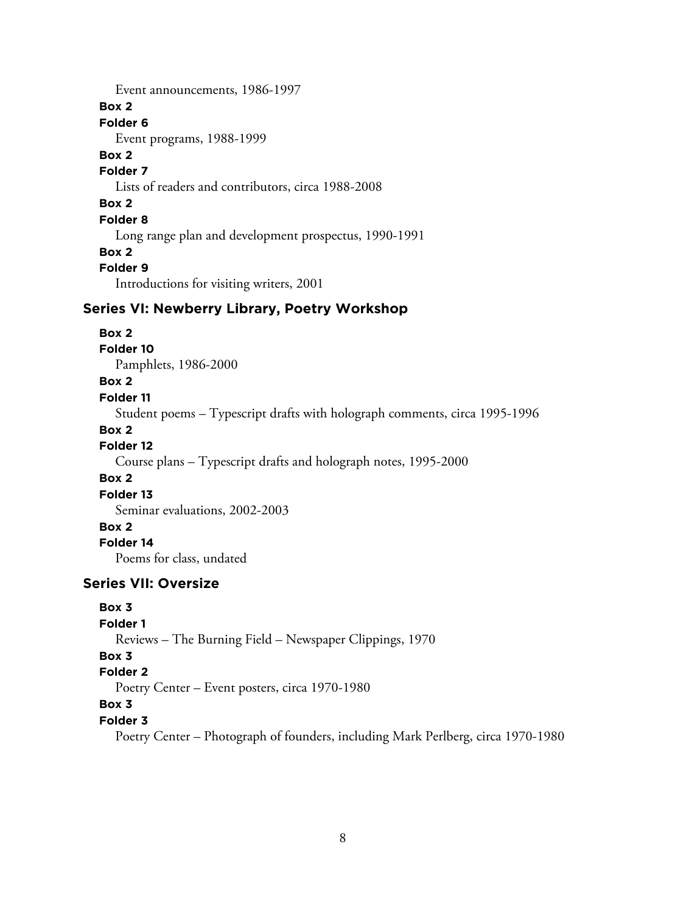Event announcements, 1986-1997

**Box 2**

**Folder 6**

Event programs, 1988-1999

**Box 2**

**Folder 7**

Lists of readers and contributors, circa 1988-2008

**Box 2**

**Folder 8**

Long range plan and development prospectus, 1990-1991

**Box 2**

**Folder 9**

Introductions for visiting writers, 2001

## Series VI: Newberry Library, Poetry Workshop

**Box 2**

**Folder 10**

Pamphlets, 1986-2000

**Box 2**

**Folder 11**

Student poems – Typescript drafts with holograph comments, circa 1995-1996

**Box 2**

**Folder 12**

Course plans – Typescript drafts and holograph notes, 1995-2000

**Box 2**

**Folder 13**

Seminar evaluations, 2002-2003

**Box 2**

**Folder 14**

Poems for class, undated

## Series VII: Oversize

**Box 3**

**Folder 1**

Reviews – The Burning Field – Newspaper Clippings, 1970

**Box 3**

**Folder 2**

Poetry Center – Event posters, circa 1970-1980

**Box 3**

**Folder 3**

Poetry Center – Photograph of founders, including Mark Perlberg, circa 1970-1980